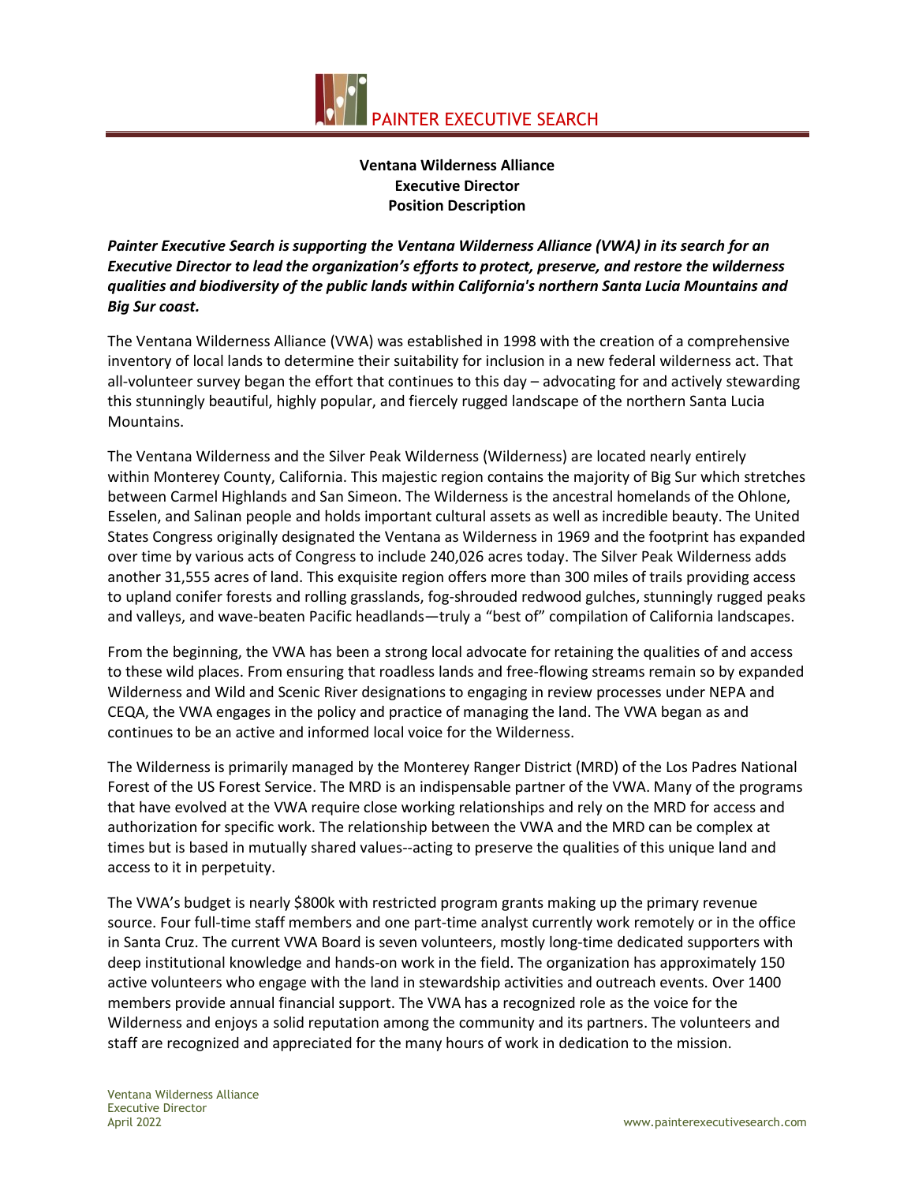PAINTER EXECUTIVE SEARCH

**Ventana Wilderness Alliance**
**Executive Director**
**Position Description**

***Painter Executive Search is supporting the Ventana Wilderness Alliance (VWA) in its search for an Executive Director to lead the organization's efforts to protect, preserve, and restore the wilderness qualities and biodiversity of the public lands within California's northern Santa Lucia Mountains and Big Sur coast.***

The Ventana Wilderness Alliance (VWA) was established in 1998 with the creation of a comprehensive inventory of local lands to determine their suitability for inclusion in a new federal wilderness act. That all-volunteer survey began the effort that continues to this day – advocating for and actively stewarding this stunningly beautiful, highly popular, and fiercely rugged landscape of the northern Santa Lucia Mountains.

The Ventana Wilderness and the Silver Peak Wilderness (Wilderness) are located nearly entirely within Monterey County, California. This majestic region contains the majority of Big Sur which stretches between Carmel Highlands and San Simeon. The Wilderness is the ancestral homelands of the Ohlone, Esselen, and Salinan people and holds important cultural assets as well as incredible beauty. The United States Congress originally designated the Ventana as Wilderness in 1969 and the footprint has expanded over time by various acts of Congress to include 240,026 acres today. The Silver Peak Wilderness adds another 31,555 acres of land. This exquisite region offers more than 300 miles of trails providing access to upland conifer forests and rolling grasslands, fog-shrouded redwood gulches, stunningly rugged peaks and valleys, and wave-beaten Pacific headlands—truly a "best of" compilation of California landscapes.

From the beginning, the VWA has been a strong local advocate for retaining the qualities of and access to these wild places. From ensuring that roadless lands and free-flowing streams remain so by expanded Wilderness and Wild and Scenic River designations to engaging in review processes under NEPA and CEQA, the VWA engages in the policy and practice of managing the land. The VWA began as and continues to be an active and informed local voice for the Wilderness.

The Wilderness is primarily managed by the Monterey Ranger District (MRD) of the Los Padres National Forest of the US Forest Service. The MRD is an indispensable partner of the VWA. Many of the programs that have evolved at the VWA require close working relationships and rely on the MRD for access and authorization for specific work. The relationship between the VWA and the MRD can be complex at times but is based in mutually shared values--acting to preserve the qualities of this unique land and access to it in perpetuity.

The VWA's budget is nearly $800k with restricted program grants making up the primary revenue source. Four full-time staff members and one part-time analyst currently work remotely or in the office in Santa Cruz. The current VWA Board is seven volunteers, mostly long-time dedicated supporters with deep institutional knowledge and hands-on work in the field. The organization has approximately 150 active volunteers who engage with the land in stewardship activities and outreach events. Over 1400 members provide annual financial support. The VWA has a recognized role as the voice for the Wilderness and enjoys a solid reputation among the community and its partners. The volunteers and staff are recognized and appreciated for the many hours of work in dedication to the mission.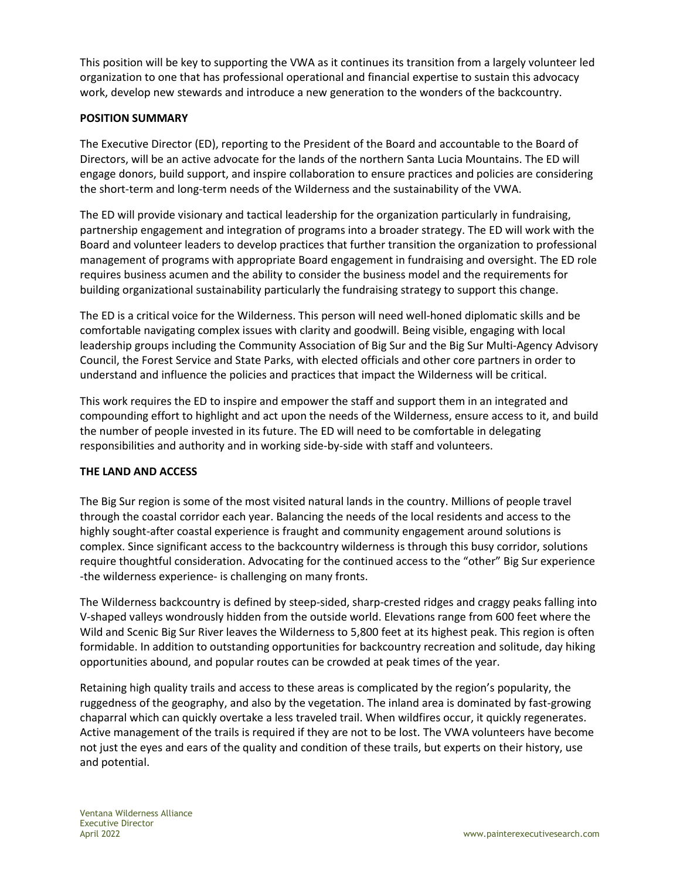This position will be key to supporting the VWA as it continues its transition from a largely volunteer led organization to one that has professional operational and financial expertise to sustain this advocacy work, develop new stewards and introduce a new generation to the wonders of the backcountry.

## POSITION SUMMARY

The Executive Director (ED), reporting to the President of the Board and accountable to the Board of Directors, will be an active advocate for the lands of the northern Santa Lucia Mountains. The ED will engage donors, build support, and inspire collaboration to ensure practices and policies are considering the short-term and long-term needs of the Wilderness and the sustainability of the VWA.

The ED will provide visionary and tactical leadership for the organization particularly in fundraising, partnership engagement and integration of programs into a broader strategy. The ED will work with the Board and volunteer leaders to develop practices that further transition the organization to professional management of programs with appropriate Board engagement in fundraising and oversight. The ED role requires business acumen and the ability to consider the business model and the requirements for building organizational sustainability particularly the fundraising strategy to support this change.

The ED is a critical voice for the Wilderness. This person will need well-honed diplomatic skills and be comfortable navigating complex issues with clarity and goodwill. Being visible, engaging with local leadership groups including the Community Association of Big Sur and the Big Sur Multi-Agency Advisory Council, the Forest Service and State Parks, with elected officials and other core partners in order to understand and influence the policies and practices that impact the Wilderness will be critical.

This work requires the ED to inspire and empower the staff and support them in an integrated and compounding effort to highlight and act upon the needs of the Wilderness, ensure access to it, and build the number of people invested in its future. The ED will need to be comfortable in delegating responsibilities and authority and in working side-by-side with staff and volunteers.

## THE LAND AND ACCESS

The Big Sur region is some of the most visited natural lands in the country. Millions of people travel through the coastal corridor each year. Balancing the needs of the local residents and access to the highly sought-after coastal experience is fraught and community engagement around solutions is complex. Since significant access to the backcountry wilderness is through this busy corridor, solutions require thoughtful consideration. Advocating for the continued access to the "other" Big Sur experience -the wilderness experience- is challenging on many fronts.

The Wilderness backcountry is defined by steep-sided, sharp-crested ridges and craggy peaks falling into V-shaped valleys wondrously hidden from the outside world. Elevations range from 600 feet where the Wild and Scenic Big Sur River leaves the Wilderness to 5,800 feet at its highest peak. This region is often formidable. In addition to outstanding opportunities for backcountry recreation and solitude, day hiking opportunities abound, and popular routes can be crowded at peak times of the year.

Retaining high quality trails and access to these areas is complicated by the region's popularity, the ruggedness of the geography, and also by the vegetation. The inland area is dominated by fast-growing chaparral which can quickly overtake a less traveled trail. When wildfires occur, it quickly regenerates. Active management of the trails is required if they are not to be lost. The VWA volunteers have become not just the eyes and ears of the quality and condition of these trails, but experts on their history, use and potential.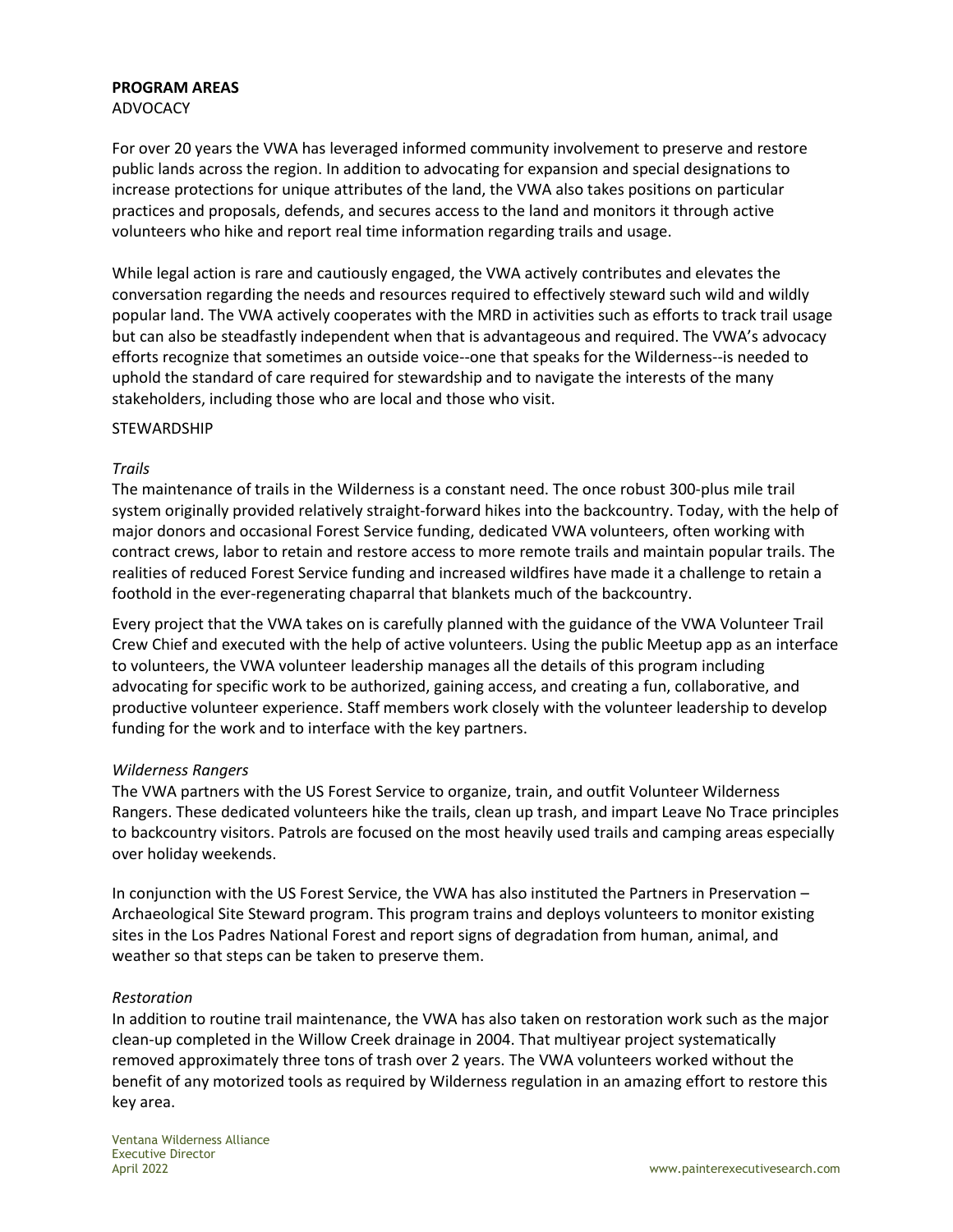## PROGRAM AREAS

### ADVOCACY

For over 20 years the VWA has leveraged informed community involvement to preserve and restore public lands across the region. In addition to advocating for expansion and special designations to increase protections for unique attributes of the land, the VWA also takes positions on particular practices and proposals, defends, and secures access to the land and monitors it through active volunteers who hike and report real time information regarding trails and usage.

While legal action is rare and cautiously engaged, the VWA actively contributes and elevates the conversation regarding the needs and resources required to effectively steward such wild and wildly popular land. The VWA actively cooperates with the MRD in activities such as efforts to track trail usage but can also be steadfastly independent when that is advantageous and required. The VWA's advocacy efforts recognize that sometimes an outside voice--one that speaks for the Wilderness--is needed to uphold the standard of care required for stewardship and to navigate the interests of the many stakeholders, including those who are local and those who visit.

### STEWARDSHIP

*Trails*

The maintenance of trails in the Wilderness is a constant need. The once robust 300-plus mile trail system originally provided relatively straight-forward hikes into the backcountry. Today, with the help of major donors and occasional Forest Service funding, dedicated VWA volunteers, often working with contract crews, labor to retain and restore access to more remote trails and maintain popular trails. The realities of reduced Forest Service funding and increased wildfires have made it a challenge to retain a foothold in the ever-regenerating chaparral that blankets much of the backcountry.

Every project that the VWA takes on is carefully planned with the guidance of the VWA Volunteer Trail Crew Chief and executed with the help of active volunteers. Using the public Meetup app as an interface to volunteers, the VWA volunteer leadership manages all the details of this program including advocating for specific work to be authorized, gaining access, and creating a fun, collaborative, and productive volunteer experience. Staff members work closely with the volunteer leadership to develop funding for the work and to interface with the key partners.

*Wilderness Rangers*

The VWA partners with the US Forest Service to organize, train, and outfit Volunteer Wilderness Rangers. These dedicated volunteers hike the trails, clean up trash, and impart Leave No Trace principles to backcountry visitors. Patrols are focused on the most heavily used trails and camping areas especially over holiday weekends.

In conjunction with the US Forest Service, the VWA has also instituted the Partners in Preservation – Archaeological Site Steward program. This program trains and deploys volunteers to monitor existing sites in the Los Padres National Forest and report signs of degradation from human, animal, and weather so that steps can be taken to preserve them.

*Restoration*

In addition to routine trail maintenance, the VWA has also taken on restoration work such as the major clean-up completed in the Willow Creek drainage in 2004. That multiyear project systematically removed approximately three tons of trash over 2 years. The VWA volunteers worked without the benefit of any motorized tools as required by Wilderness regulation in an amazing effort to restore this key area.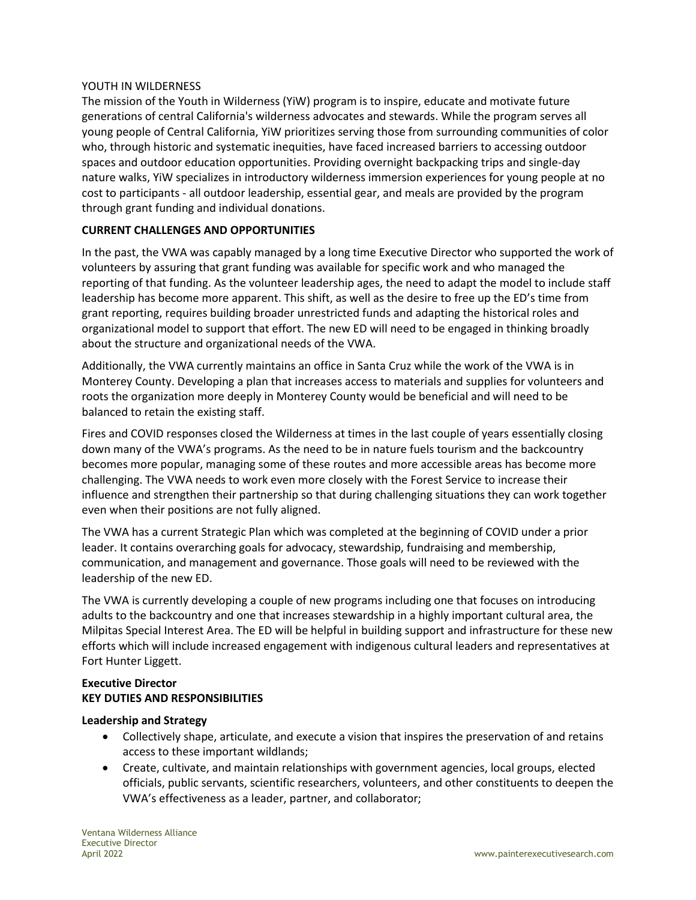YOUTH IN WILDERNESS

The mission of the Youth in Wilderness (YiW) program is to inspire, educate and motivate future generations of central California's wilderness advocates and stewards. While the program serves all young people of Central California, YiW prioritizes serving those from surrounding communities of color who, through historic and systematic inequities, have faced increased barriers to accessing outdoor spaces and outdoor education opportunities. Providing overnight backpacking trips and single-day nature walks, YiW specializes in introductory wilderness immersion experiences for young people at no cost to participants - all outdoor leadership, essential gear, and meals are provided by the program through grant funding and individual donations.

**CURRENT CHALLENGES AND OPPORTUNITIES**

In the past, the VWA was capably managed by a long time Executive Director who supported the work of volunteers by assuring that grant funding was available for specific work and who managed the reporting of that funding. As the volunteer leadership ages, the need to adapt the model to include staff leadership has become more apparent. This shift, as well as the desire to free up the ED's time from grant reporting, requires building broader unrestricted funds and adapting the historical roles and organizational model to support that effort. The new ED will need to be engaged in thinking broadly about the structure and organizational needs of the VWA.

Additionally, the VWA currently maintains an office in Santa Cruz while the work of the VWA is in Monterey County. Developing a plan that increases access to materials and supplies for volunteers and roots the organization more deeply in Monterey County would be beneficial and will need to be balanced to retain the existing staff.

Fires and COVID responses closed the Wilderness at times in the last couple of years essentially closing down many of the VWA's programs. As the need to be in nature fuels tourism and the backcountry becomes more popular, managing some of these routes and more accessible areas has become more challenging. The VWA needs to work even more closely with the Forest Service to increase their influence and strengthen their partnership so that during challenging situations they can work together even when their positions are not fully aligned.

The VWA has a current Strategic Plan which was completed at the beginning of COVID under a prior leader. It contains overarching goals for advocacy, stewardship, fundraising and membership, communication, and management and governance. Those goals will need to be reviewed with the leadership of the new ED.

The VWA is currently developing a couple of new programs including one that focuses on introducing adults to the backcountry and one that increases stewardship in a highly important cultural area, the Milpitas Special Interest Area. The ED will be helpful in building support and infrastructure for these new efforts which will include increased engagement with indigenous cultural leaders and representatives at Fort Hunter Liggett.

**Executive Director**
**KEY DUTIES AND RESPONSIBILITIES**

**Leadership and Strategy**

- Collectively shape, articulate, and execute a vision that inspires the preservation of and retains access to these important wildlands;
- Create, cultivate, and maintain relationships with government agencies, local groups, elected officials, public servants, scientific researchers, volunteers, and other constituents to deepen the VWA's effectiveness as a leader, partner, and collaborator;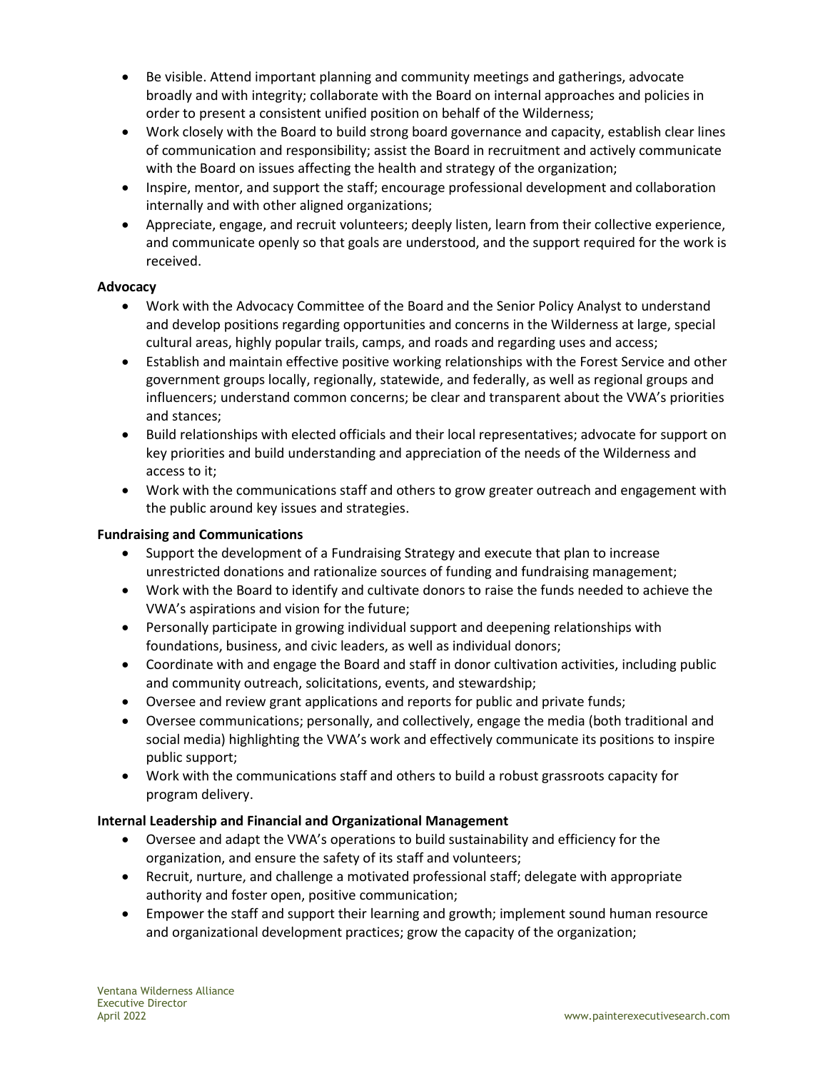- Be visible. Attend important planning and community meetings and gatherings, advocate broadly and with integrity; collaborate with the Board on internal approaches and policies in order to present a consistent unified position on behalf of the Wilderness;
- Work closely with the Board to build strong board governance and capacity, establish clear lines of communication and responsibility; assist the Board in recruitment and actively communicate with the Board on issues affecting the health and strategy of the organization;
- Inspire, mentor, and support the staff; encourage professional development and collaboration internally and with other aligned organizations;
- Appreciate, engage, and recruit volunteers; deeply listen, learn from their collective experience, and communicate openly so that goals are understood, and the support required for the work is received.

**Advocacy**

- Work with the Advocacy Committee of the Board and the Senior Policy Analyst to understand and develop positions regarding opportunities and concerns in the Wilderness at large, special cultural areas, highly popular trails, camps, and roads and regarding uses and access;
- Establish and maintain effective positive working relationships with the Forest Service and other government groups locally, regionally, statewide, and federally, as well as regional groups and influencers; understand common concerns; be clear and transparent about the VWA's priorities and stances;
- Build relationships with elected officials and their local representatives; advocate for support on key priorities and build understanding and appreciation of the needs of the Wilderness and access to it;
- Work with the communications staff and others to grow greater outreach and engagement with the public around key issues and strategies.

**Fundraising and Communications**

- Support the development of a Fundraising Strategy and execute that plan to increase unrestricted donations and rationalize sources of funding and fundraising management;
- Work with the Board to identify and cultivate donors to raise the funds needed to achieve the VWA's aspirations and vision for the future;
- Personally participate in growing individual support and deepening relationships with foundations, business, and civic leaders, as well as individual donors;
- Coordinate with and engage the Board and staff in donor cultivation activities, including public and community outreach, solicitations, events, and stewardship;
- Oversee and review grant applications and reports for public and private funds;
- Oversee communications; personally, and collectively, engage the media (both traditional and social media) highlighting the VWA's work and effectively communicate its positions to inspire public support;
- Work with the communications staff and others to build a robust grassroots capacity for program delivery.

**Internal Leadership and Financial and Organizational Management**

- Oversee and adapt the VWA's operations to build sustainability and efficiency for the organization, and ensure the safety of its staff and volunteers;
- Recruit, nurture, and challenge a motivated professional staff; delegate with appropriate authority and foster open, positive communication;
- Empower the staff and support their learning and growth; implement sound human resource and organizational development practices; grow the capacity of the organization;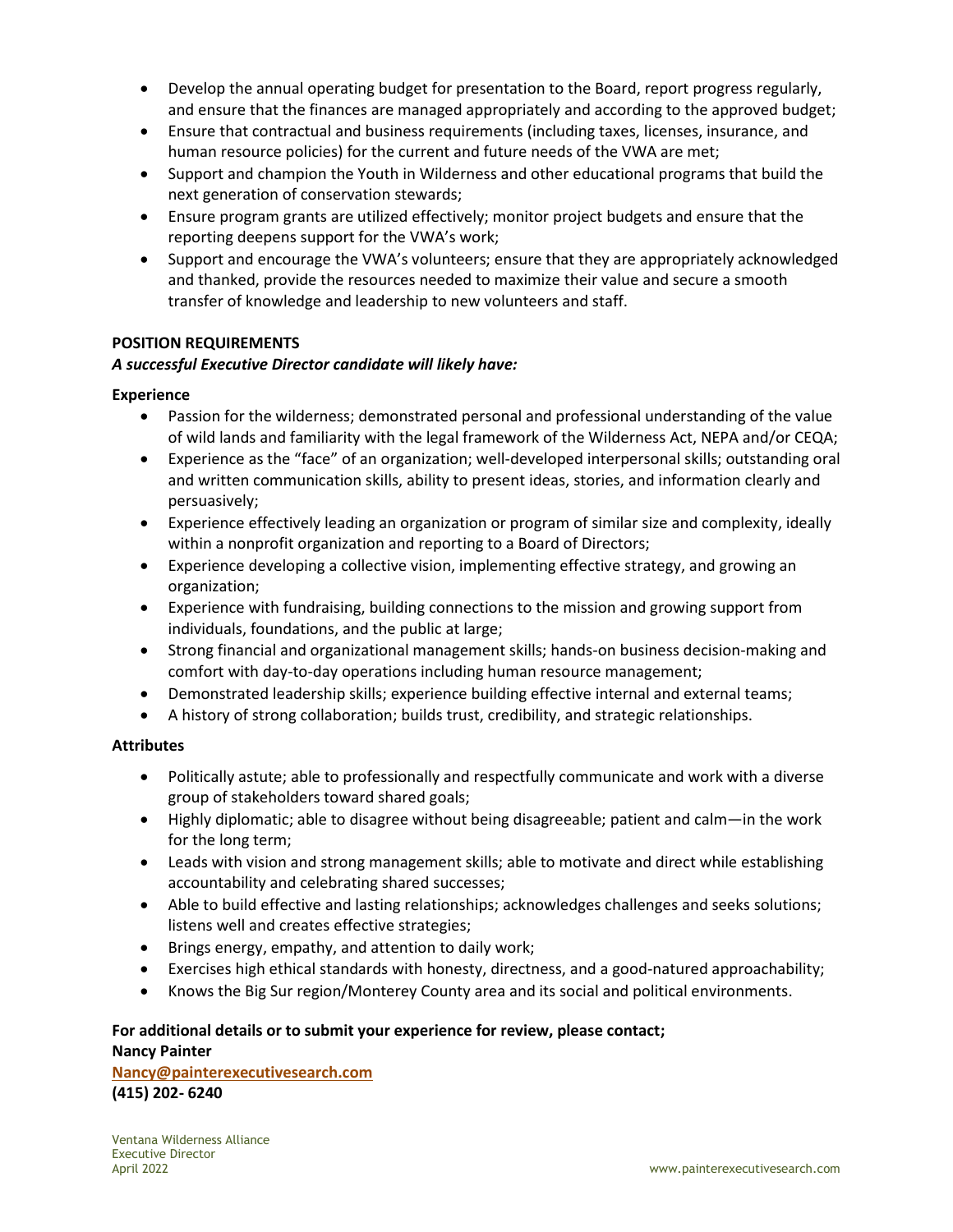- Develop the annual operating budget for presentation to the Board, report progress regularly, and ensure that the finances are managed appropriately and according to the approved budget;
- Ensure that contractual and business requirements (including taxes, licenses, insurance, and human resource policies) for the current and future needs of the VWA are met;
- Support and champion the Youth in Wilderness and other educational programs that build the next generation of conservation stewards;
- Ensure program grants are utilized effectively; monitor project budgets and ensure that the reporting deepens support for the VWA's work;
- Support and encourage the VWA's volunteers; ensure that they are appropriately acknowledged and thanked, provide the resources needed to maximize their value and secure a smooth transfer of knowledge and leadership to new volunteers and staff.

**POSITION REQUIREMENTS**

***A successful Executive Director candidate will likely have:***

**Experience**

- Passion for the wilderness; demonstrated personal and professional understanding of the value of wild lands and familiarity with the legal framework of the Wilderness Act, NEPA and/or CEQA;
- Experience as the "face" of an organization; well-developed interpersonal skills; outstanding oral and written communication skills, ability to present ideas, stories, and information clearly and persuasively;
- Experience effectively leading an organization or program of similar size and complexity, ideally within a nonprofit organization and reporting to a Board of Directors;
- Experience developing a collective vision, implementing effective strategy, and growing an organization;
- Experience with fundraising, building connections to the mission and growing support from individuals, foundations, and the public at large;
- Strong financial and organizational management skills; hands-on business decision-making and comfort with day-to-day operations including human resource management;
- Demonstrated leadership skills; experience building effective internal and external teams;
- A history of strong collaboration; builds trust, credibility, and strategic relationships.

**Attributes**

- Politically astute; able to professionally and respectfully communicate and work with a diverse group of stakeholders toward shared goals;
- Highly diplomatic; able to disagree without being disagreeable; patient and calm—in the work for the long term;
- Leads with vision and strong management skills; able to motivate and direct while establishing accountability and celebrating shared successes;
- Able to build effective and lasting relationships; acknowledges challenges and seeks solutions; listens well and creates effective strategies;
- Brings energy, empathy, and attention to daily work;
- Exercises high ethical standards with honesty, directness, and a good-natured approachability;
- Knows the Big Sur region/Monterey County area and its social and political environments.

**For additional details or to submit your experience for review, please contact;**
**Nancy Painter**
**Nancy@painterexecutivesearch.com**
**(415) 202- 6240**